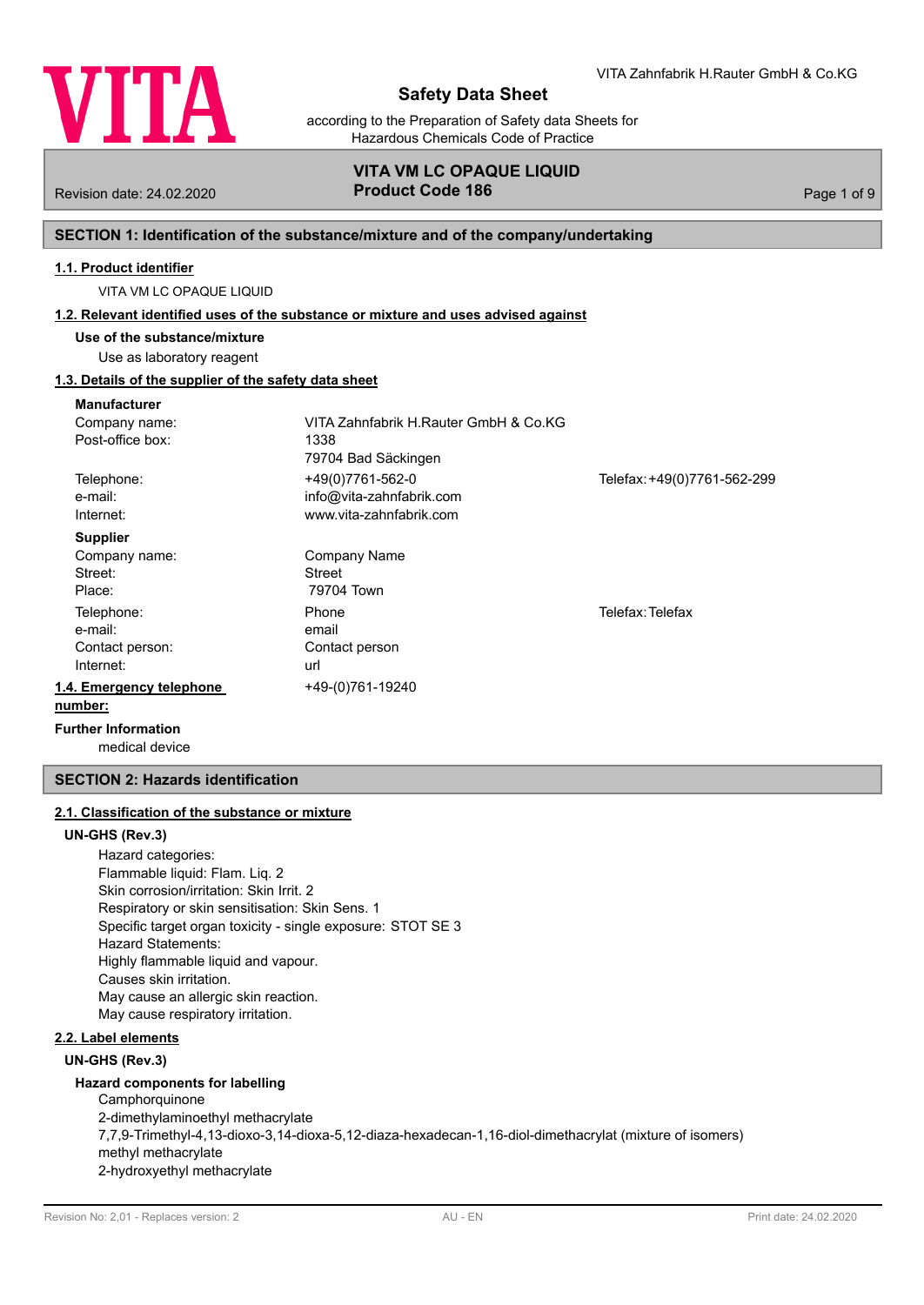# Safety Data Sheet

according to the Preparation of Safety data Sheets for Hazardous Chemicals Code of Practice

VITA Zahnfabrik H.Rauter GmbH & Co.KG

**VITA VM LC OPAQUE LIQUID**
**Product Code 186**

Revision date: 24.02.2020

## SECTION 1: Identification of the substance/mixture and of the company/undertaking

### 1.1. Product identifier

VITA VM LC OPAQUE LIQUID

### 1.2. Relevant identified uses of the substance or mixture and uses advised against

**Use of the substance/mixture**

Use as laboratory reagent

### 1.3. Details of the supplier of the safety data sheet

**Manufacturer**

| | | |
|---|---|---|
| Company name: | VITA Zahnfabrik H.Rauter GmbH & Co.KG | |
| Post-office box: | 1338 | |
| | 79704 Bad Säckingen | |
| Telephone: | +49(0)7761-562-0 | Telefax: +49(0)7761-562-299 |
| e-mail: | info@vita-zahnfabrik.com | |
| Internet: | www.vita-zahnfabrik.com | |

**Supplier**

| | | |
|---|---|---|
| Company name: | Company Name | |
| Street: | Street | |
| Place: | 79704 Town | |
| Telephone: | Phone | Telefax: Telefax |
| e-mail: | email | |
| Contact person: | Contact person | |
| Internet: | url | |

### 1.4. Emergency telephone number:

+49-(0)761-19240

**Further Information**

medical device

## SECTION 2: Hazards identification

### 2.1. Classification of the substance or mixture

**UN-GHS (Rev.3)**

Hazard categories:
Flammable liquid: Flam. Liq. 2
Skin corrosion/irritation: Skin Irrit. 2
Respiratory or skin sensitisation: Skin Sens. 1
Specific target organ toxicity - single exposure: STOT SE 3
Hazard Statements:
Highly flammable liquid and vapour.
Causes skin irritation.
May cause an allergic skin reaction.
May cause respiratory irritation.

### 2.2. Label elements

**UN-GHS (Rev.3)**

**Hazard components for labelling**

Camphorquinone
2-dimethylaminoethyl methacrylate
7,7,9-Trimethyl-4,13-dioxo-3,14-dioxa-5,12-diaza-hexadecan-1,16-diol-dimethacrylat (mixture of isomers)
methyl methacrylate
2-hydroxyethyl methacrylate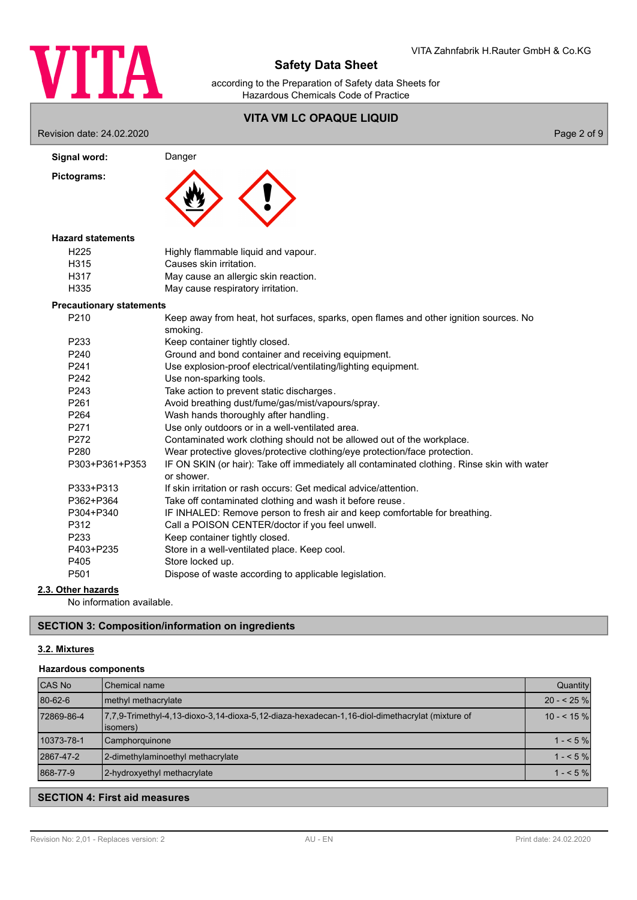**Signal word:** Danger

**Pictograms:**

**Hazard statements**

| | |
|---|---|
| H225 | Highly flammable liquid and vapour. |
| H315 | Causes skin irritation. |
| H317 | May cause an allergic skin reaction. |
| H335 | May cause respiratory irritation. |

**Precautionary statements**

| | |
|---|---|
| P210 | Keep away from heat, hot surfaces, sparks, open flames and other ignition sources. No smoking. |
| P233 | Keep container tightly closed. |
| P240 | Ground and bond container and receiving equipment. |
| P241 | Use explosion-proof electrical/ventilating/lighting equipment. |
| P242 | Use non-sparking tools. |
| P243 | Take action to prevent static discharges. |
| P261 | Avoid breathing dust/fume/gas/mist/vapours/spray. |
| P264 | Wash hands thoroughly after handling. |
| P271 | Use only outdoors or in a well-ventilated area. |
| P272 | Contaminated work clothing should not be allowed out of the workplace. |
| P280 | Wear protective gloves/protective clothing/eye protection/face protection. |
| P303+P361+P353 | IF ON SKIN (or hair): Take off immediately all contaminated clothing. Rinse skin with water or shower. |
| P333+P313 | If skin irritation or rash occurs: Get medical advice/attention. |
| P362+P364 | Take off contaminated clothing and wash it before reuse. |
| P304+P340 | IF INHALED: Remove person to fresh air and keep comfortable for breathing. |
| P312 | Call a POISON CENTER/doctor if you feel unwell. |
| P233 | Keep container tightly closed. |
| P403+P235 | Store in a well-ventilated place. Keep cool. |
| P405 | Store locked up. |
| P501 | Dispose of waste according to applicable legislation. |

### 2.3. Other hazards

No information available.

## SECTION 3: Composition/information on ingredients

### 3.2. Mixtures

**Hazardous components**

| CAS No | Chemical name | Quantity |
|---|---|---|
| 80-62-6 | methyl methacrylate | 20 - < 25 % |
| 72869-86-4 | 7,7,9-Trimethyl-4,13-dioxo-3,14-dioxa-5,12-diaza-hexadecan-1,16-diol-dimethacrylat (mixture of isomers) | 10 - < 15 % |
| 10373-78-1 | Camphorquinone | 1 - < 5 % |
| 2867-47-2 | 2-dimethylaminoethyl methacrylate | 1 - < 5 % |
| 868-77-9 | 2-hydroxyethyl methacrylate | 1 - < 5 % |

## SECTION 4: First aid measures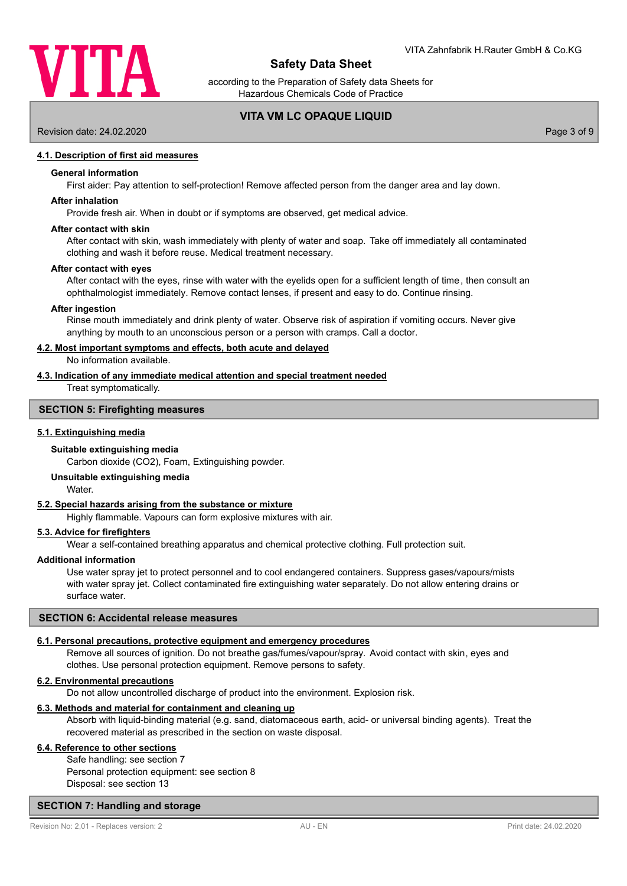### 4.1. Description of first aid measures

**General information**

First aider: Pay attention to self-protection! Remove affected person from the danger area and lay down.

**After inhalation**

Provide fresh air. When in doubt or if symptoms are observed, get medical advice.

**After contact with skin**

After contact with skin, wash immediately with plenty of water and soap. Take off immediately all contaminated clothing and wash it before reuse. Medical treatment necessary.

**After contact with eyes**

After contact with the eyes, rinse with water with the eyelids open for a sufficient length of time, then consult an ophthalmologist immediately. Remove contact lenses, if present and easy to do. Continue rinsing.

**After ingestion**

Rinse mouth immediately and drink plenty of water. Observe risk of aspiration if vomiting occurs. Never give anything by mouth to an unconscious person or a person with cramps. Call a doctor.

### 4.2. Most important symptoms and effects, both acute and delayed

No information available.

### 4.3. Indication of any immediate medical attention and special treatment needed

Treat symptomatically.

## SECTION 5: Firefighting measures

### 5.1. Extinguishing media

**Suitable extinguishing media**

Carbon dioxide ($CO_2$), Foam, Extinguishing powder.

**Unsuitable extinguishing media**

Water.

### 5.2. Special hazards arising from the substance or mixture

Highly flammable. Vapours can form explosive mixtures with air.

### 5.3. Advice for firefighters

Wear a self-contained breathing apparatus and chemical protective clothing. Full protection suit.

**Additional information**

Use water spray jet to protect personnel and to cool endangered containers. Suppress gases/vapours/mists with water spray jet. Collect contaminated fire extinguishing water separately. Do not allow entering drains or surface water.

## SECTION 6: Accidental release measures

### 6.1. Personal precautions, protective equipment and emergency procedures

Remove all sources of ignition. Do not breathe gas/fumes/vapour/spray. Avoid contact with skin, eyes and clothes. Use personal protection equipment. Remove persons to safety.

### 6.2. Environmental precautions

Do not allow uncontrolled discharge of product into the environment. Explosion risk.

### 6.3. Methods and material for containment and cleaning up

Absorb with liquid-binding material (e.g. sand, diatomaceous earth, acid- or universal binding agents). Treat the recovered material as prescribed in the section on waste disposal.

### 6.4. Reference to other sections

Safe handling: see section 7
Personal protection equipment: see section 8
Disposal: see section 13

## SECTION 7: Handling and storage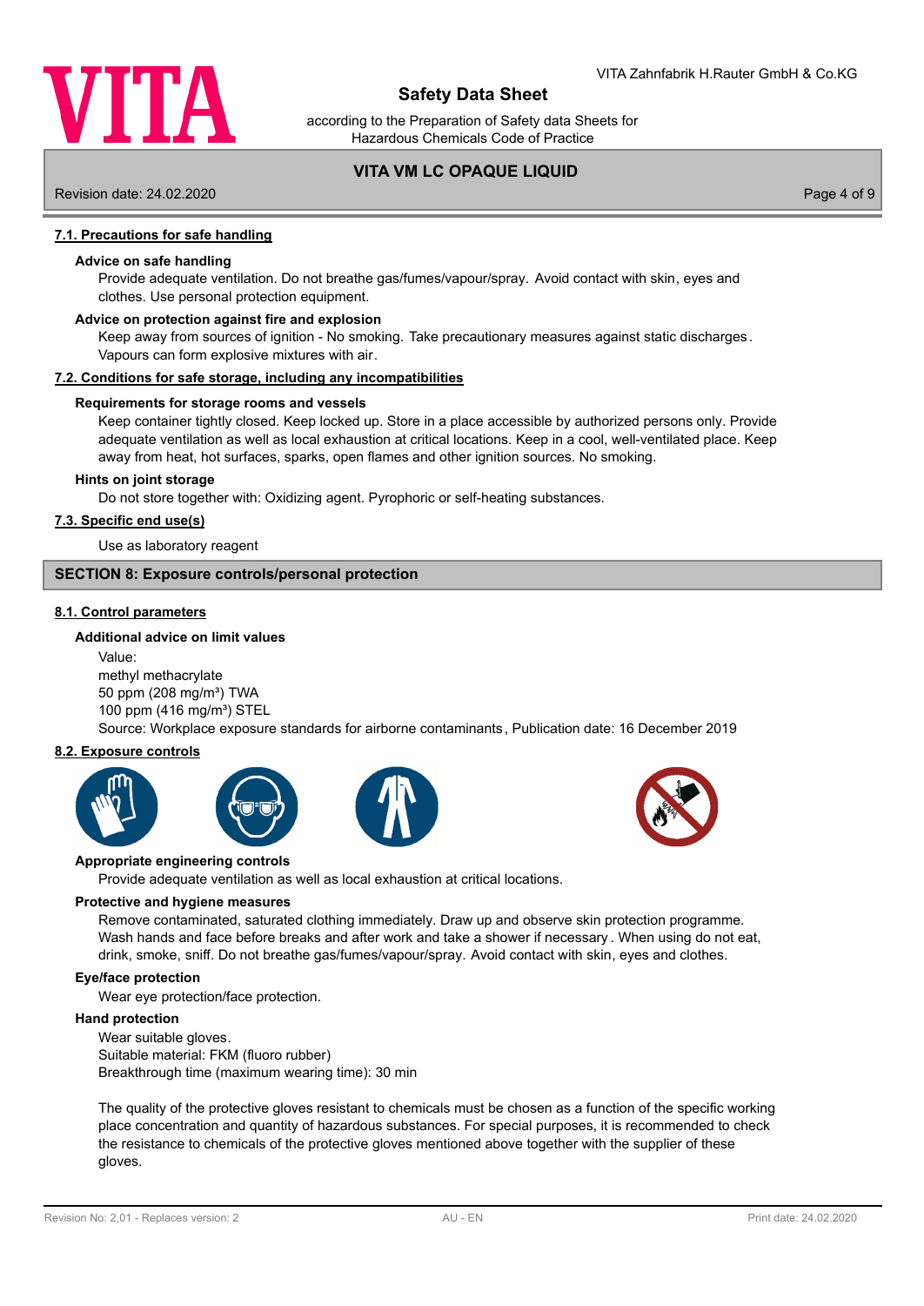### 7.1. Precautions for safe handling

**Advice on safe handling**

Provide adequate ventilation. Do not breathe gas/fumes/vapour/spray. Avoid contact with skin, eyes and clothes. Use personal protection equipment.

**Advice on protection against fire and explosion**

Keep away from sources of ignition - No smoking. Take precautionary measures against static discharges. Vapours can form explosive mixtures with air.

### 7.2. Conditions for safe storage, including any incompatibilities

**Requirements for storage rooms and vessels**

Keep container tightly closed. Keep locked up. Store in a place accessible by authorized persons only. Provide adequate ventilation as well as local exhaustion at critical locations. Keep in a cool, well-ventilated place. Keep away from heat, hot surfaces, sparks, open flames and other ignition sources. No smoking.

**Hints on joint storage**

Do not store together with: Oxidizing agent. Pyrophoric or self-heating substances.

### 7.3. Specific end use(s)

Use as laboratory reagent

## SECTION 8: Exposure controls/personal protection

### 8.1. Control parameters

**Additional advice on limit values**

Value:
methyl methacrylate
50 ppm (208 mg/m³) TWA
100 ppm (416 mg/m³) STEL
Source: Workplace exposure standards for airborne contaminants, Publication date: 16 December 2019

### 8.2. Exposure controls

**Appropriate engineering controls**

Provide adequate ventilation as well as local exhaustion at critical locations.

**Protective and hygiene measures**

Remove contaminated, saturated clothing immediately. Draw up and observe skin protection programme. Wash hands and face before breaks and after work and take a shower if necessary. When using do not eat, drink, smoke, sniff. Do not breathe gas/fumes/vapour/spray. Avoid contact with skin, eyes and clothes.

**Eye/face protection**

Wear eye protection/face protection.

**Hand protection**

Wear suitable gloves.
Suitable material: FKM (fluoro rubber)
Breakthrough time (maximum wearing time): 30 min

The quality of the protective gloves resistant to chemicals must be chosen as a function of the specific working place concentration and quantity of hazardous substances. For special purposes, it is recommended to check the resistance to chemicals of the protective gloves mentioned above together with the supplier of these gloves.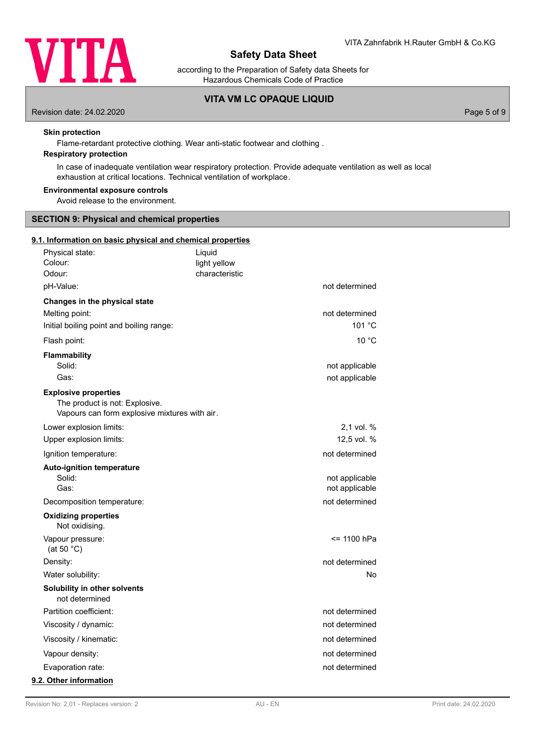**Skin protection**

Flame-retardant protective clothing. Wear anti-static footwear and clothing .

**Respiratory protection**

In case of inadequate ventilation wear respiratory protection. Provide adequate ventilation as well as local exhaustion at critical locations. Technical ventilation of workplace.

**Environmental exposure controls**

Avoid release to the environment.

## SECTION 9: Physical and chemical properties

### 9.1. Information on basic physical and chemical properties

| | | |
|---|---|---|
| Physical state: | Liquid | |
| Colour: | light yellow | |
| Odour: | characteristic | |
| pH-Value: | | not determined |

**Changes in the physical state**

| | |
|---|---|
| Melting point: | not determined |
| Initial boiling point and boiling range: | 101 °C |
| Flash point: | 10 °C |

**Flammability**

| | |
|---|---|
| Solid: | not applicable |
| Gas: | not applicable |

**Explosive properties**

The product is not: Explosive.
Vapours can form explosive mixtures with air.

| | |
|---|---|
| Lower explosion limits: | 2,1 vol. % |
| Upper explosion limits: | 12,5 vol. % |
| Ignition temperature: | not determined |

**Auto-ignition temperature**

| | |
|---|---|
| Solid: | not applicable |
| Gas: | not applicable |
| Decomposition temperature: | not determined |

**Oxidizing properties**

Not oxidising.

| | |
|---|---|
| Vapour pressure: (at 50 °C) | <= 1100 hPa |
| Density: | not determined |
| Water solubility: | No |

**Solubility in other solvents**

not determined

| | |
|---|---|
| Partition coefficient: | not determined |
| Viscosity / dynamic: | not determined |
| Viscosity / kinematic: | not determined |
| Vapour density: | not determined |
| Evaporation rate: | not determined |

### 9.2. Other information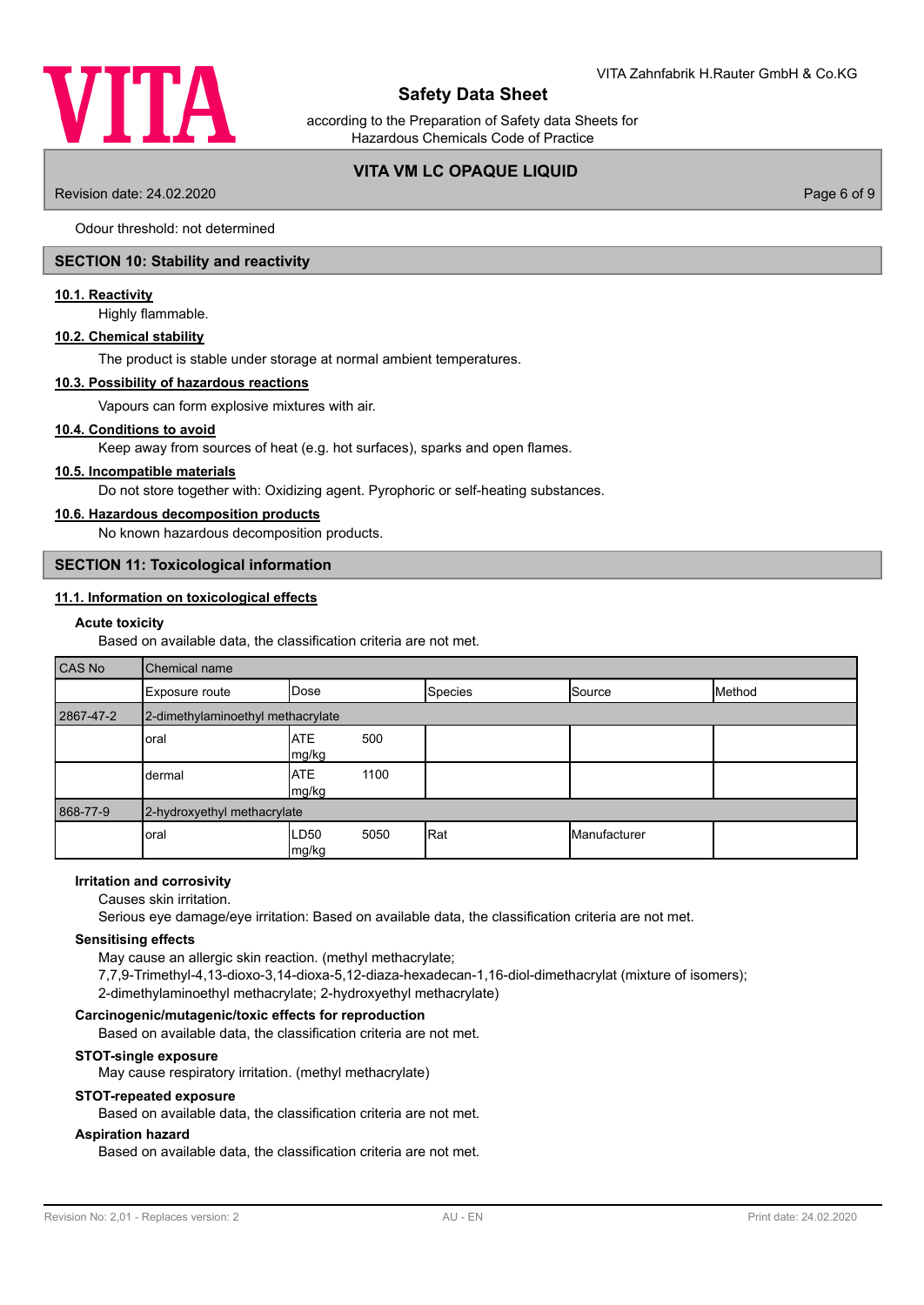Odour threshold: not determined

## SECTION 10: Stability and reactivity

### 10.1. Reactivity

Highly flammable.

### 10.2. Chemical stability

The product is stable under storage at normal ambient temperatures.

### 10.3. Possibility of hazardous reactions

Vapours can form explosive mixtures with air.

### 10.4. Conditions to avoid

Keep away from sources of heat (e.g. hot surfaces), sparks and open flames.

### 10.5. Incompatible materials

Do not store together with: Oxidizing agent. Pyrophoric or self-heating substances.

### 10.6. Hazardous decomposition products

No known hazardous decomposition products.

## SECTION 11: Toxicological information

### 11.1. Information on toxicological effects

**Acute toxicity**

Based on available data, the classification criteria are not met.

| CAS No | Chemical name | | | | |
|---|---|---|---|---|---|
| | Exposure route | Dose | Species | Source | Method |
| 2867-47-2 | 2-dimethylaminoethyl methacrylate | | | | |
| | oral | ATE 500 mg/kg | | | |
| | dermal | ATE 1100 mg/kg | | | |
| 868-77-9 | 2-hydroxyethyl methacrylate | | | | |
| | oral | LD50 5050 mg/kg | Rat | Manufacturer | |

**Irritation and corrosivity**

Causes skin irritation.

Serious eye damage/eye irritation: Based on available data, the classification criteria are not met.

**Sensitising effects**

May cause an allergic skin reaction. (methyl methacrylate;
7,7,9-Trimethyl-4,13-dioxo-3,14-dioxa-5,12-diaza-hexadecan-1,16-diol-dimethacrylat (mixture of isomers);
2-dimethylaminoethyl methacrylate; 2-hydroxyethyl methacrylate)

**Carcinogenic/mutagenic/toxic effects for reproduction**

Based on available data, the classification criteria are not met.

**STOT-single exposure**

May cause respiratory irritation. (methyl methacrylate)

**STOT-repeated exposure**

Based on available data, the classification criteria are not met.

**Aspiration hazard**

Based on available data, the classification criteria are not met.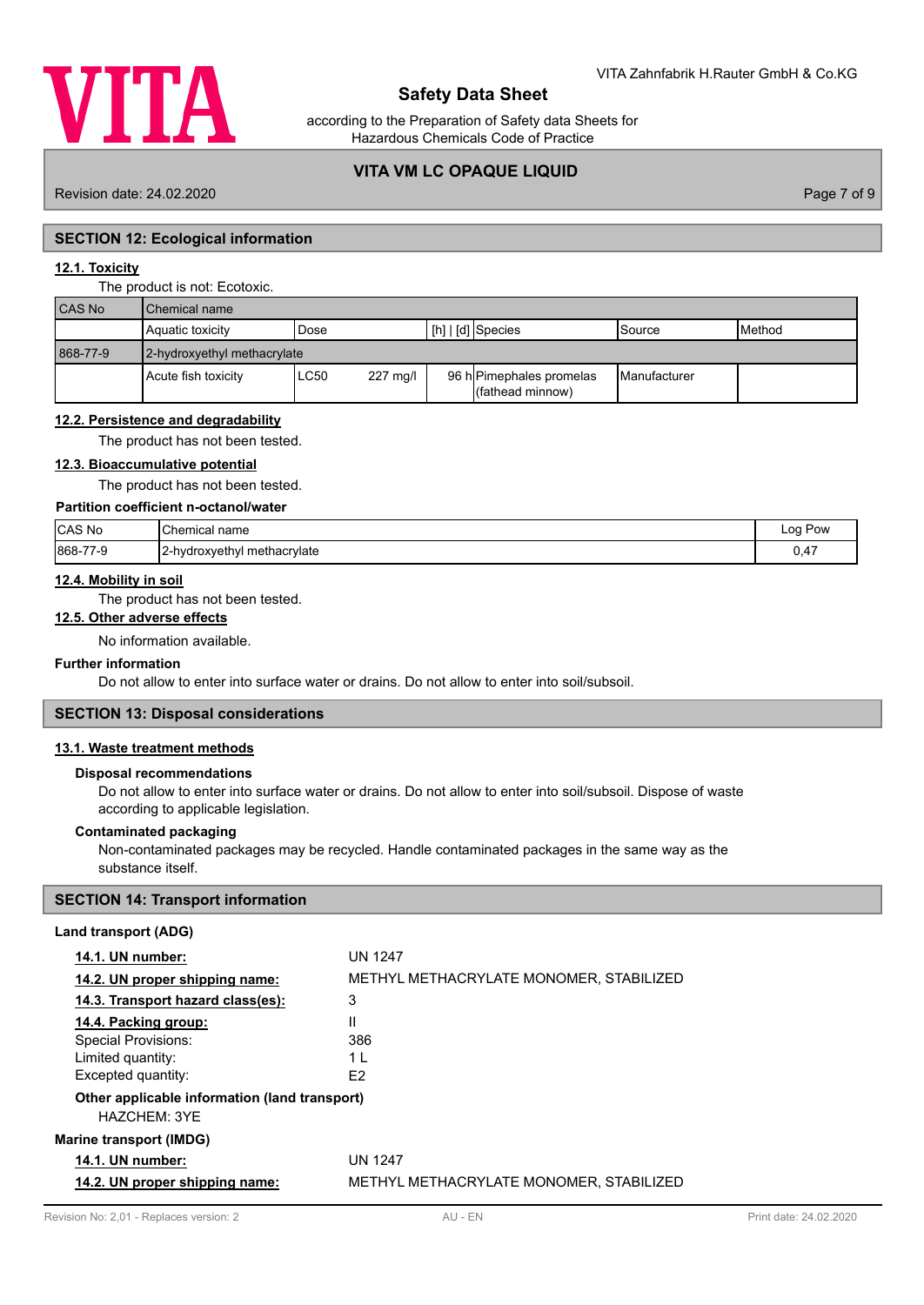## SECTION 12: Ecological information

### 12.1. Toxicity

The product is not: Ecotoxic.

| CAS No | Chemical name | | | | | |
|---|---|---|---|---|---|---|
| | Aquatic toxicity | Dose | | [h] \| [d] | Species | Source | Method |
| 868-77-9 | 2-hydroxyethyl methacrylate | | | | | | |
| | Acute fish toxicity | LC50 | 227 mg/l | 96 h | Pimephales promelas (fathead minnow) | Manufacturer | |

### 12.2. Persistence and degradability

The product has not been tested.

### 12.3. Bioaccumulative potential

The product has not been tested.

**Partition coefficient n-octanol/water**

| CAS No | Chemical name | Log Pow |
|---|---|---|
| 868-77-9 | 2-hydroxyethyl methacrylate | 0,47 |

### 12.4. Mobility in soil

The product has not been tested.

### 12.5. Other adverse effects

No information available.

**Further information**

Do not allow to enter into surface water or drains. Do not allow to enter into soil/subsoil.

## SECTION 13: Disposal considerations

### 13.1. Waste treatment methods

**Disposal recommendations**

Do not allow to enter into surface water or drains. Do not allow to enter into soil/subsoil. Dispose of waste according to applicable legislation.

**Contaminated packaging**

Non-contaminated packages may be recycled. Handle contaminated packages in the same way as the substance itself.

## SECTION 14: Transport information

**Land transport (ADG)**

| | |
|---|---|
| **14.1. UN number:** | UN 1247 |
| **14.2. UN proper shipping name:** | METHYL METHACRYLATE MONOMER, STABILIZED |
| **14.3. Transport hazard class(es):** | 3 |
| **14.4. Packing group:** | II |
| Special Provisions: | 386 |
| Limited quantity: | 1 L |
| Excepted quantity: | E2 |

**Other applicable information (land transport)**

HAZCHEM: 3YE

**Marine transport (IMDG)**

| | |
|---|---|
| **14.1. UN number:** | UN 1247 |
| **14.2. UN proper shipping name:** | METHYL METHACRYLATE MONOMER, STABILIZED |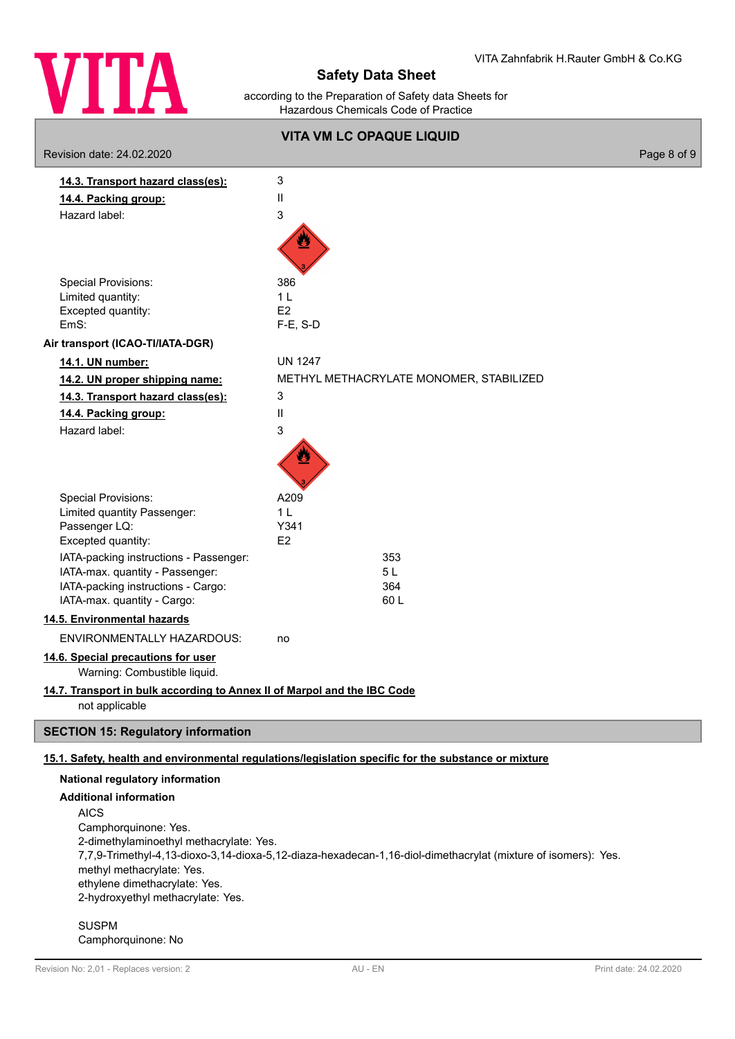**14.3. Transport hazard class(es):** 3

**14.4. Packing group:** II

Hazard label: 3

Special Provisions: 386
Limited quantity: 1 L
Excepted quantity: E2
EmS: F-E, S-D

**Air transport (ICAO-TI/IATA-DGR)**

**14.1. UN number:** UN 1247

**14.2. UN proper shipping name:** METHYL METHACRYLATE MONOMER, STABILIZED

**14.3. Transport hazard class(es):** 3

**14.4. Packing group:** II

Hazard label: 3

Special Provisions: A209
Limited quantity Passenger: 1 L
Passenger LQ: Y341
Excepted quantity: E2

IATA-packing instructions - Passenger: 353
IATA-max. quantity - Passenger: 5 L
IATA-packing instructions - Cargo: 364
IATA-max. quantity - Cargo: 60 L

**14.5. Environmental hazards**

ENVIRONMENTALLY HAZARDOUS: no

**14.6. Special precautions for user**

Warning: Combustible liquid.

**14.7. Transport in bulk according to Annex II of Marpol and the IBC Code**

not applicable

## SECTION 15: Regulatory information

**15.1. Safety, health and environmental regulations/legislation specific for the substance or mixture**

**National regulatory information**

**Additional information**

AICS
Camphorquinone: Yes.
2-dimethylaminoethyl methacrylate: Yes.
7,7,9-Trimethyl-4,13-dioxo-3,14-dioxa-5,12-diaza-hexadecan-1,16-diol-dimethacrylat (mixture of isomers): Yes.
methyl methacrylate: Yes.
ethylene dimethacrylate: Yes.
2-hydroxyethyl methacrylate: Yes.

SUSPM
Camphorquinone: No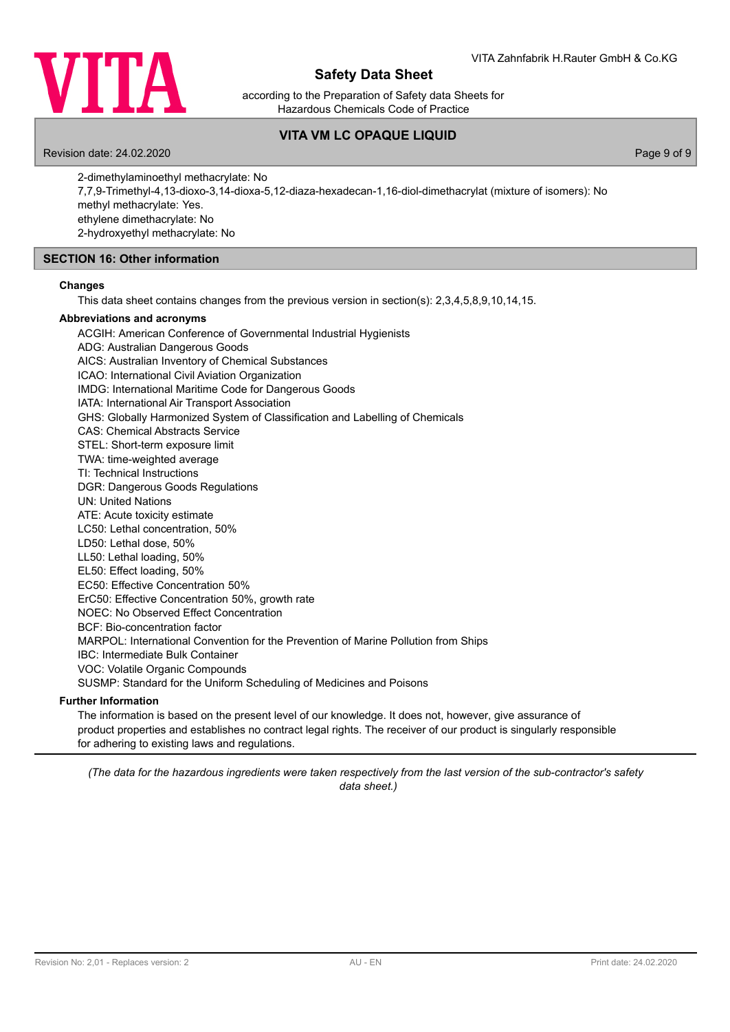2-dimethylaminoethyl methacrylate: No
7,7,9-Trimethyl-4,13-dioxo-3,14-dioxa-5,12-diaza-hexadecan-1,16-diol-dimethacrylat (mixture of isomers): No
methyl methacrylate: Yes.
ethylene dimethacrylate: No
2-hydroxyethyl methacrylate: No

## SECTION 16: Other information

### Changes

This data sheet contains changes from the previous version in section(s): 2,3,4,5,8,9,10,14,15.

### Abbreviations and acronyms

ACGIH: American Conference of Governmental Industrial Hygienists
ADG: Australian Dangerous Goods
AICS: Australian Inventory of Chemical Substances
ICAO: International Civil Aviation Organization
IMDG: International Maritime Code for Dangerous Goods
IATA: International Air Transport Association
GHS: Globally Harmonized System of Classification and Labelling of Chemicals
CAS: Chemical Abstracts Service
STEL: Short-term exposure limit
TWA: time-weighted average
TI: Technical Instructions
DGR: Dangerous Goods Regulations
UN: United Nations
ATE: Acute toxicity estimate
LC50: Lethal concentration, 50%
LD50: Lethal dose, 50%
LL50: Lethal loading, 50%
EL50: Effect loading, 50%
EC50: Effective Concentration 50%
ErC50: Effective Concentration 50%, growth rate
NOEC: No Observed Effect Concentration
BCF: Bio-concentration factor
MARPOL: International Convention for the Prevention of Marine Pollution from Ships
IBC: Intermediate Bulk Container
VOC: Volatile Organic Compounds
SUSMP: Standard for the Uniform Scheduling of Medicines and Poisons

### Further Information

The information is based on the present level of our knowledge. It does not, however, give assurance of product properties and establishes no contract legal rights. The receiver of our product is singularly responsible for adhering to existing laws and regulations.

*(The data for the hazardous ingredients were taken respectively from the last version of the sub-contractor's safety data sheet.)*